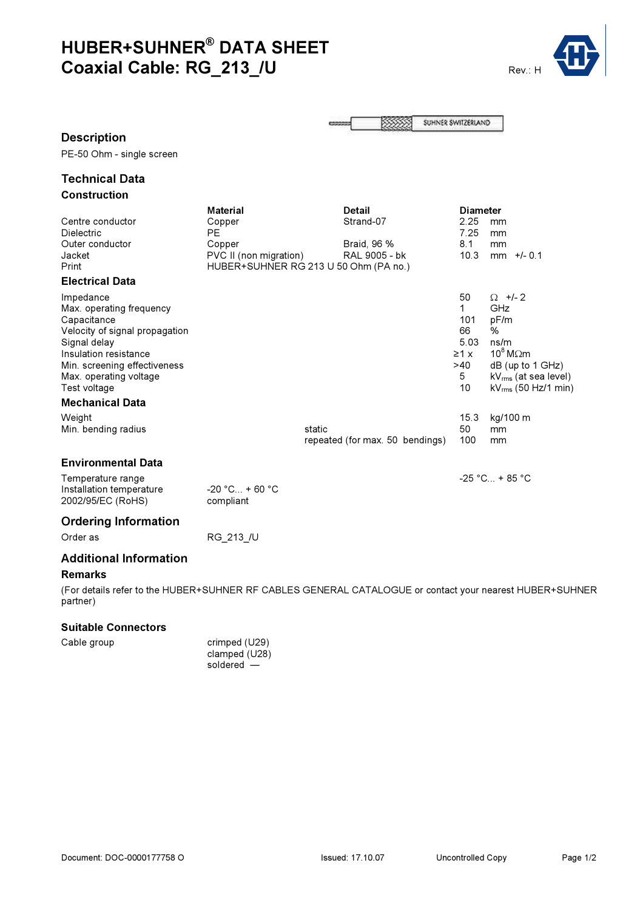# HUBER+SUHNER® DATA SHEET
# Coaxial Cable: RG_213_/U

Rev.: H

## Description

PE-50 Ohm - single screen

## Technical Data

### Construction

| | Material | Detail | Diameter |
|---|---|---|---|
| Centre conductor | Copper | Strand-07 | 2.25 mm |
| Dielectric | PE | | 7.25 mm |
| Outer conductor | Copper | Braid, 96 % | 8.1 mm |
| Jacket | PVC II (non migration) | RAL 9005 - bk | 10.3 mm +/- 0.1 |
| Print | HUBER+SUHNER RG 213 U 50 Ohm (PA no.) | | |

### Electrical Data

| | |
|---|---|
| Impedance | 50 Ω +/- 2 |
| Max. operating frequency | 1 GHz |
| Capacitance | 101 pF/m |
| Velocity of signal propagation | 66 % |
| Signal delay | 5.03 ns/m |
| Insulation resistance | ≥1 x $10^8$ MΩm |
| Min. screening effectiveness | >40 dB (up to 1 GHz) |
| Max. operating voltage | 5 $kV_{rms}$ (at sea level) |
| Test voltage | 10 $kV_{rms}$ (50 Hz/1 min) |

### Mechanical Data

| | | |
|---|---|---|
| Weight | | 15.3 kg/100 m |
| Min. bending radius | static | 50 mm |
| | repeated (for max. 50 bendings) | 100 mm |

### Environmental Data

| | | |
|---|---|---|
| Temperature range | | -25 °C... + 85 °C |
| Installation temperature | -20 °C... + 60 °C | |
| 2002/95/EC (RoHS) | compliant | |

## Ordering Information

Order as RG_213_/U

## Additional Information

### Remarks

(For details refer to the HUBER+SUHNER RF CABLES GENERAL CATALOGUE or contact your nearest HUBER+SUHNER partner)

### Suitable Connectors

Cable group
- crimped (U29)
- clamped (U28)
- soldered —

Document: DOC-0000177758 O Issued: 17.10.07 Uncontrolled Copy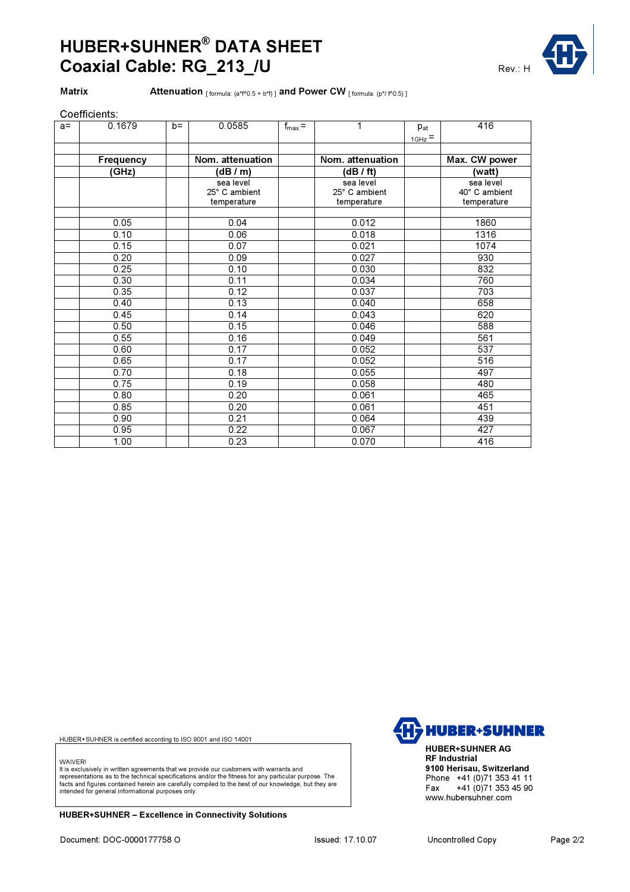# HUBER+SUHNER® DATA SHEET
# Coaxial Cable: RG_213_/U

Rev.: H

**Matrix** **Attenuation** [ formula: (a*f^0.5 + b*f) ] **and Power CW** [ formula: (p*/ f^0.5) ]

Coefficients:

| | | | | | | | |
|---|---|---|---|---|---|---|---|
| a= | 0.1679 | b= | 0.0585 | $f_{max.}$= | 1 | $p_{at\ 1GHz}$ = | 416 |
| | | | | | | | |
| | **Frequency** | | **Nom. attenuation** | | **Nom. attenuation** | | **Max. CW power** |
| | **(GHz)** | | **(dB / m)** | | **(dB / ft)** | | **(watt)** |
| | | | sea level 25° C ambient temperature | | sea level 25° C ambient temperature | | sea level 40° C ambient temperature |
| | | | | | | | |
| | 0.05 | | 0.04 | | 0.012 | | 1860 |
| | 0.10 | | 0.06 | | 0.018 | | 1316 |
| | 0.15 | | 0.07 | | 0.021 | | 1074 |
| | 0.20 | | 0.09 | | 0.027 | | 930 |
| | 0.25 | | 0.10 | | 0.030 | | 832 |
| | 0.30 | | 0.11 | | 0.034 | | 760 |
| | 0.35 | | 0.12 | | 0.037 | | 703 |
| | 0.40 | | 0.13 | | 0.040 | | 658 |
| | 0.45 | | 0.14 | | 0.043 | | 620 |
| | 0.50 | | 0.15 | | 0.046 | | 588 |
| | 0.55 | | 0.16 | | 0.049 | | 561 |
| | 0.60 | | 0.17 | | 0.052 | | 537 |
| | 0.65 | | 0.17 | | 0.052 | | 516 |
| | 0.70 | | 0.18 | | 0.055 | | 497 |
| | 0.75 | | 0.19 | | 0.058 | | 480 |
| | 0.80 | | 0.20 | | 0.061 | | 465 |
| | 0.85 | | 0.20 | | 0.061 | | 451 |
| | 0.90 | | 0.21 | | 0.064 | | 439 |
| | 0.95 | | 0.22 | | 0.067 | | 427 |
| | 1.00 | | 0.23 | | 0.070 | | 416 |

HUBER+SUHNER is certified according to ISO 9001 and ISO 14001

WAIVER!
It is exclusively in written agreements that we provide our customers with warrants and representations as to the technical specifications and/or the fitness for any particular purpose. The facts and figures contained herein are carefully compiled to the best of our knowledge, but they are intended for general informational purposes only.

**HUBER+SUHNER – Excellence in Connectivity Solutions**

**HUBER+SUHNER AG**
**RF Industrial**
**9100 Herisau, Switzerland**
Phone +41 (0)71 353 41 11
Fax +41 (0)71 353 45 90
www.hubersuhner.com

Document: DOC-0000177758 O Issued: 17.10.07 Uncontrolled Copy